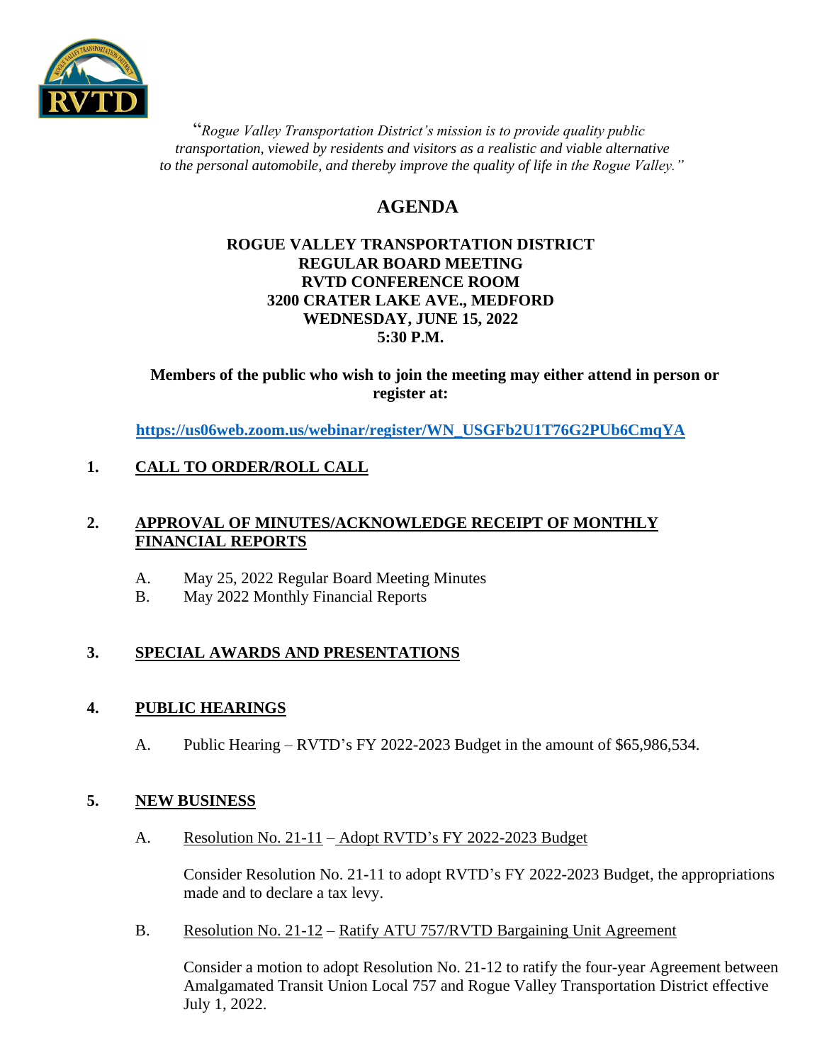*"Rogue Valley Transportation District's mission is to provide quality public transportation, viewed by residents and visitors as a realistic and viable alternative to the personal automobile, and thereby improve the quality of life in the Rogue Valley."*

# AGENDA

**ROGUE VALLEY TRANSPORTATION DISTRICT**
**REGULAR BOARD MEETING**
**RVTD CONFERENCE ROOM**
**3200 CRATER LAKE AVE., MEDFORD**
**WEDNESDAY, JUNE 15, 2022**
**5:30 P.M.**

**Members of the public who wish to join the meeting may either attend in person or register at:**

**https://us06web.zoom.us/webinar/register/WN_USGFb2U1T76G2PUb6CmqYA**

## 1. CALL TO ORDER/ROLL CALL

## 2. APPROVAL OF MINUTES/ACKNOWLEDGE RECEIPT OF MONTHLY FINANCIAL REPORTS

A. May 25, 2022 Regular Board Meeting Minutes
B. May 2022 Monthly Financial Reports

## 3. SPECIAL AWARDS AND PRESENTATIONS

## 4. PUBLIC HEARINGS

A. Public Hearing – RVTD's FY 2022-2023 Budget in the amount of $65,986,534.

## 5. NEW BUSINESS

A. Resolution No. 21-11 – Adopt RVTD's FY 2022-2023 Budget

Consider Resolution No. 21-11 to adopt RVTD's FY 2022-2023 Budget, the appropriations made and to declare a tax levy.

B. Resolution No. 21-12 – Ratify ATU 757/RVTD Bargaining Unit Agreement

Consider a motion to adopt Resolution No. 21-12 to ratify the four-year Agreement between Amalgamated Transit Union Local 757 and Rogue Valley Transportation District effective July 1, 2022.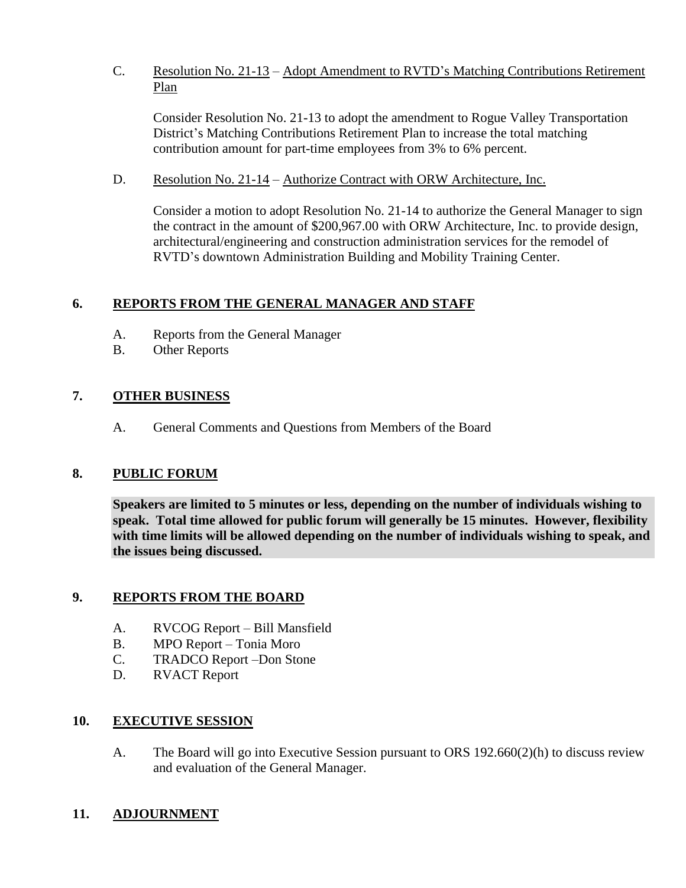C. <u>Resolution No. 21-13</u> – <u>Adopt Amendment to RVTD's Matching Contributions Retirement Plan</u>

Consider Resolution No. 21-13 to adopt the amendment to Rogue Valley Transportation District's Matching Contributions Retirement Plan to increase the total matching contribution amount for part-time employees from 3% to 6% percent.

D. <u>Resolution No. 21-14</u> – <u>Authorize Contract with ORW Architecture, Inc.</u>

Consider a motion to adopt Resolution No. 21-14 to authorize the General Manager to sign the contract in the amount of $200,967.00 with ORW Architecture, Inc. to provide design, architectural/engineering and construction administration services for the remodel of RVTD's downtown Administration Building and Mobility Training Center.

## 6. REPORTS FROM THE GENERAL MANAGER AND STAFF

A. Reports from the General Manager
B. Other Reports

## 7. OTHER BUSINESS

A. General Comments and Questions from Members of the Board

## 8. PUBLIC FORUM

**Speakers are limited to 5 minutes or less, depending on the number of individuals wishing to speak. Total time allowed for public forum will generally be 15 minutes. However, flexibility with time limits will be allowed depending on the number of individuals wishing to speak, and the issues being discussed.**

## 9. REPORTS FROM THE BOARD

A. RVCOG Report – Bill Mansfield
B. MPO Report – Tonia Moro
C. TRADCO Report –Don Stone
D. RVACT Report

## 10. EXECUTIVE SESSION

A. The Board will go into Executive Session pursuant to ORS 192.660(2)(h) to discuss review and evaluation of the General Manager.

## 11. ADJOURNMENT